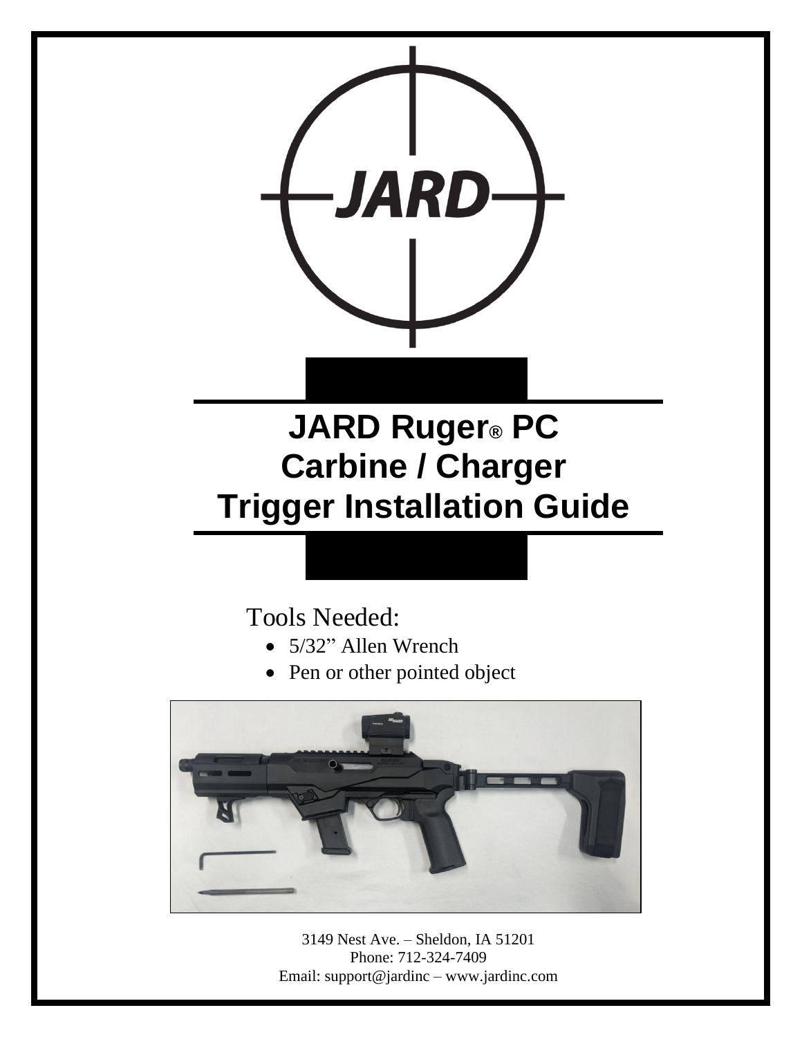JARD

# JARD Ruger® PC Carbine / Charger Trigger Installation Guide

Tools Needed:

- 5/32" Allen Wrench
- Pen or other pointed object

3149 Nest Ave. – Sheldon, IA 51201
Phone: 712-324-7409
Email: support@jardinc – www.jardinc.com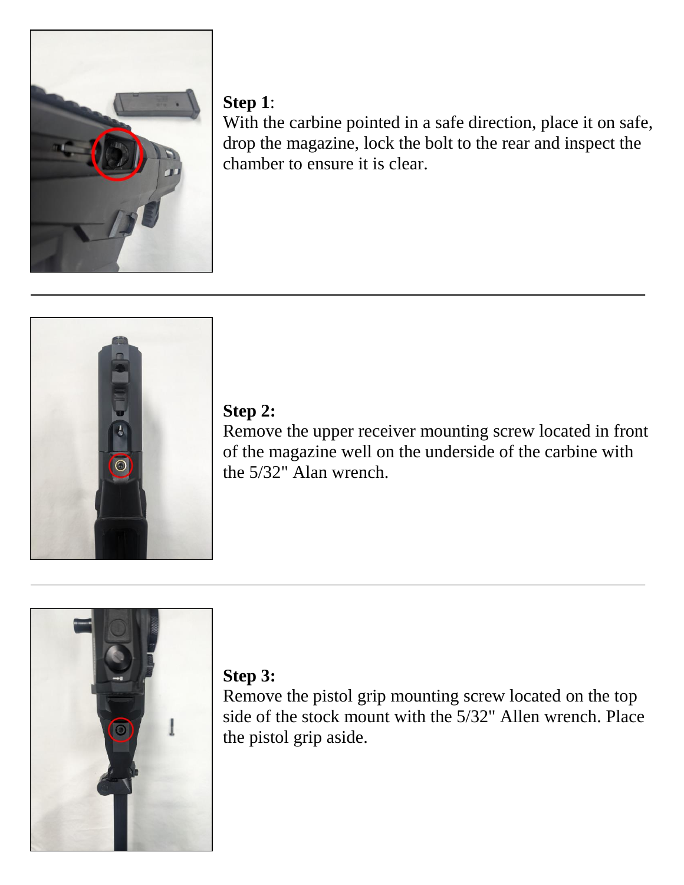**Step 1**:
With the carbine pointed in a safe direction, place it on safe, drop the magazine, lock the bolt to the rear and inspect the chamber to ensure it is clear.

---

**Step 2:**
Remove the upper receiver mounting screw located in front of the magazine well on the underside of the carbine with the 5/32" Alan wrench.

---

**Step 3:**
Remove the pistol grip mounting screw located on the top side of the stock mount with the 5/32" Allen wrench. Place the pistol grip aside.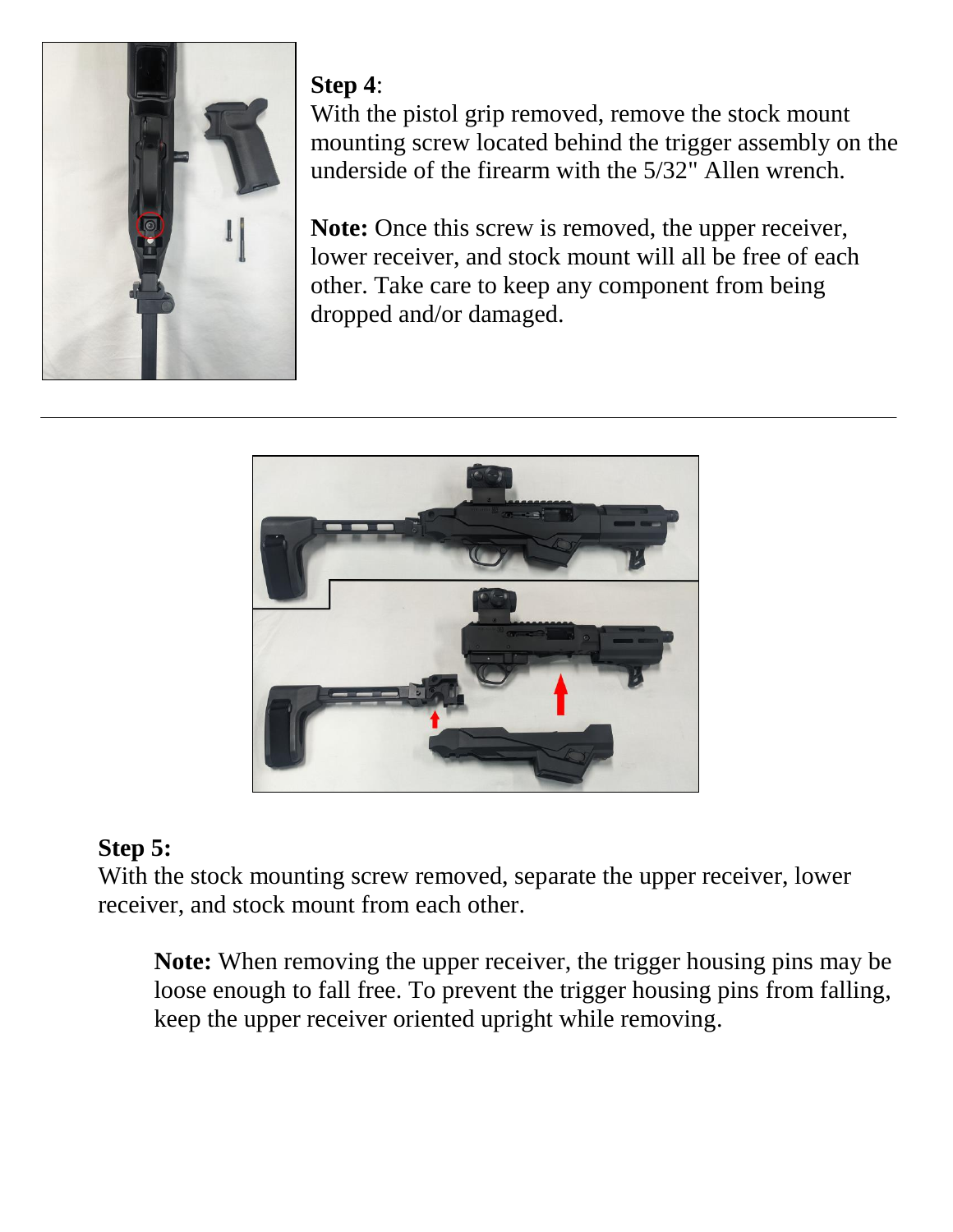**Step 4**:
With the pistol grip removed, remove the stock mount mounting screw located behind the trigger assembly on the underside of the firearm with the 5/32" Allen wrench.

**Note:** Once this screw is removed, the upper receiver, lower receiver, and stock mount will all be free of each other. Take care to keep any component from being dropped and/or damaged.

---

**Step 5:**
With the stock mounting screw removed, separate the upper receiver, lower receiver, and stock mount from each other.

> **Note:** When removing the upper receiver, the trigger housing pins may be loose enough to fall free. To prevent the trigger housing pins from falling, keep the upper receiver oriented upright while removing.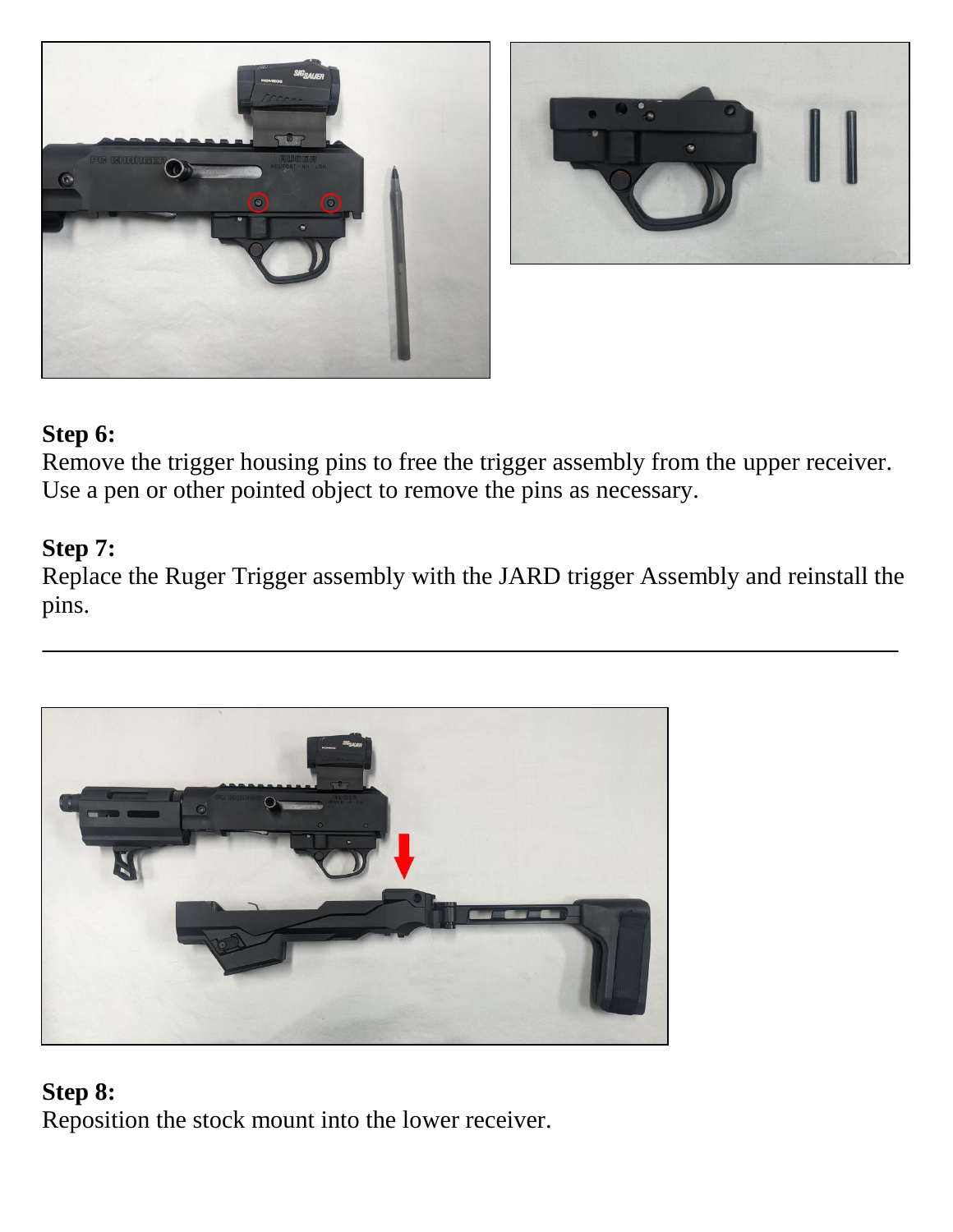**Step 6:**
Remove the trigger housing pins to free the trigger assembly from the upper receiver. Use a pen or other pointed object to remove the pins as necessary.

**Step 7:**
Replace the Ruger Trigger assembly with the JARD trigger Assembly and reinstall the pins.

---

**Step 8:**
Reposition the stock mount into the lower receiver.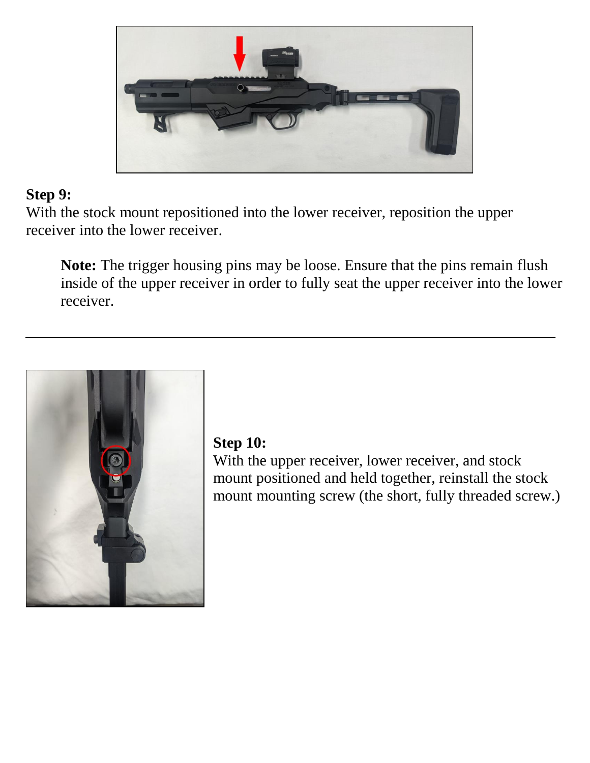**Step 9:**
With the stock mount repositioned into the lower receiver, reposition the upper receiver into the lower receiver.

> **Note:** The trigger housing pins may be loose. Ensure that the pins remain flush inside of the upper receiver in order to fully seat the upper receiver into the lower receiver.

---

**Step 10:**
With the upper receiver, lower receiver, and stock mount positioned and held together, reinstall the stock mount mounting screw (the short, fully threaded screw.)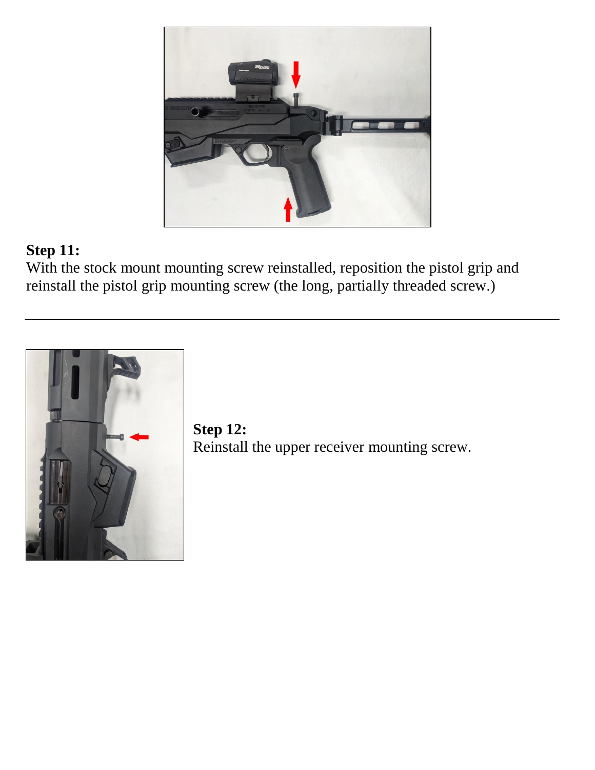**Step 11:**
With the stock mount mounting screw reinstalled, reposition the pistol grip and reinstall the pistol grip mounting screw (the long, partially threaded screw.)

---

**Step 12:**
Reinstall the upper receiver mounting screw.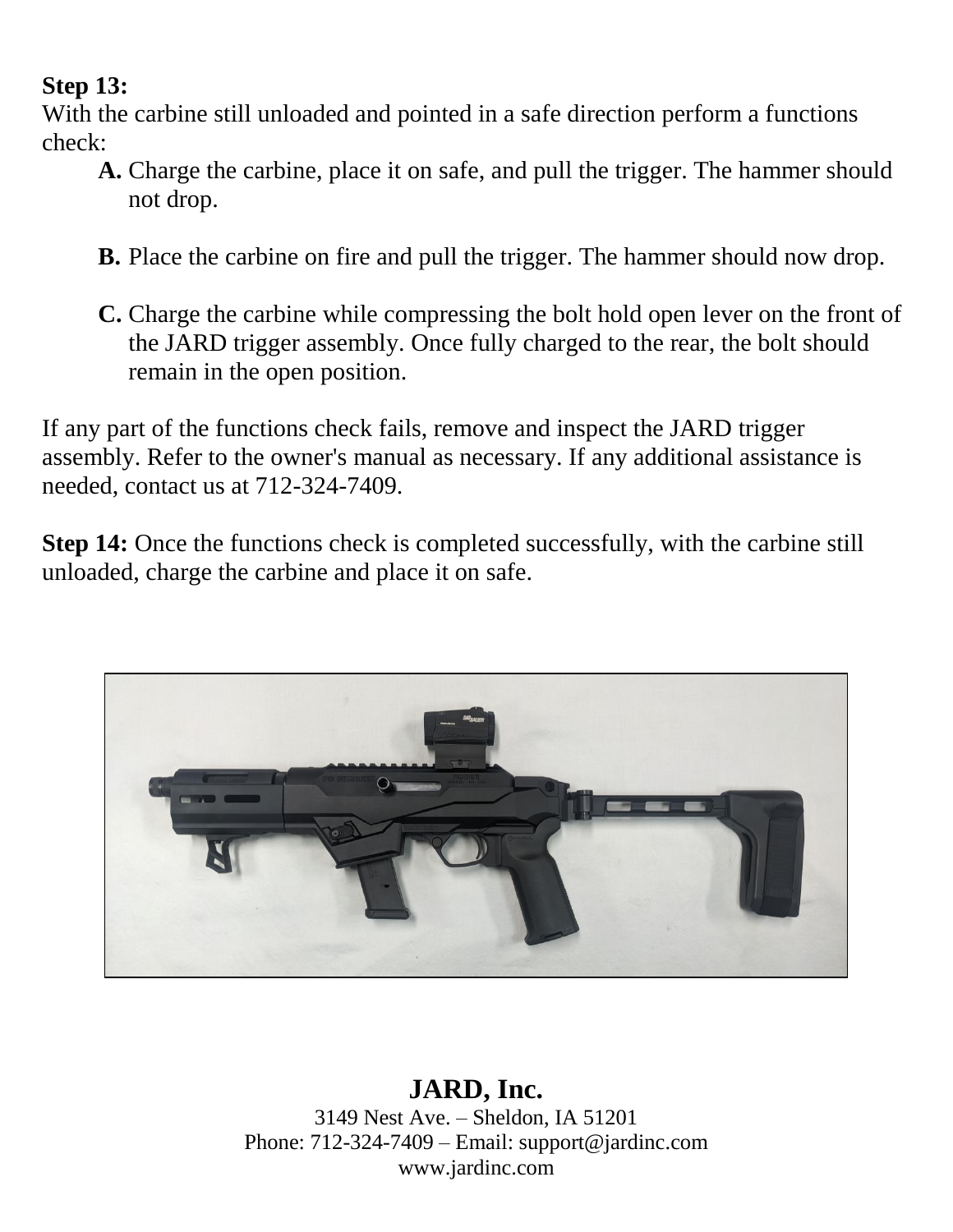**Step 13:**
With the carbine still unloaded and pointed in a safe direction perform a functions check:

- **A.** Charge the carbine, place it on safe, and pull the trigger. The hammer should not drop.

- **B.** Place the carbine on fire and pull the trigger. The hammer should now drop.

- **C.** Charge the carbine while compressing the bolt hold open lever on the front of the JARD trigger assembly. Once fully charged to the rear, the bolt should remain in the open position.

If any part of the functions check fails, remove and inspect the JARD trigger assembly. Refer to the owner's manual as necessary. If any additional assistance is needed, contact us at 712-324-7409.

**Step 14:** Once the functions check is completed successfully, with the carbine still unloaded, charge the carbine and place it on safe.

**JARD, Inc.**

3149 Nest Ave. – Sheldon, IA 51201
Phone: 712-324-7409 – Email: support@jardinc.com
www.jardinc.com